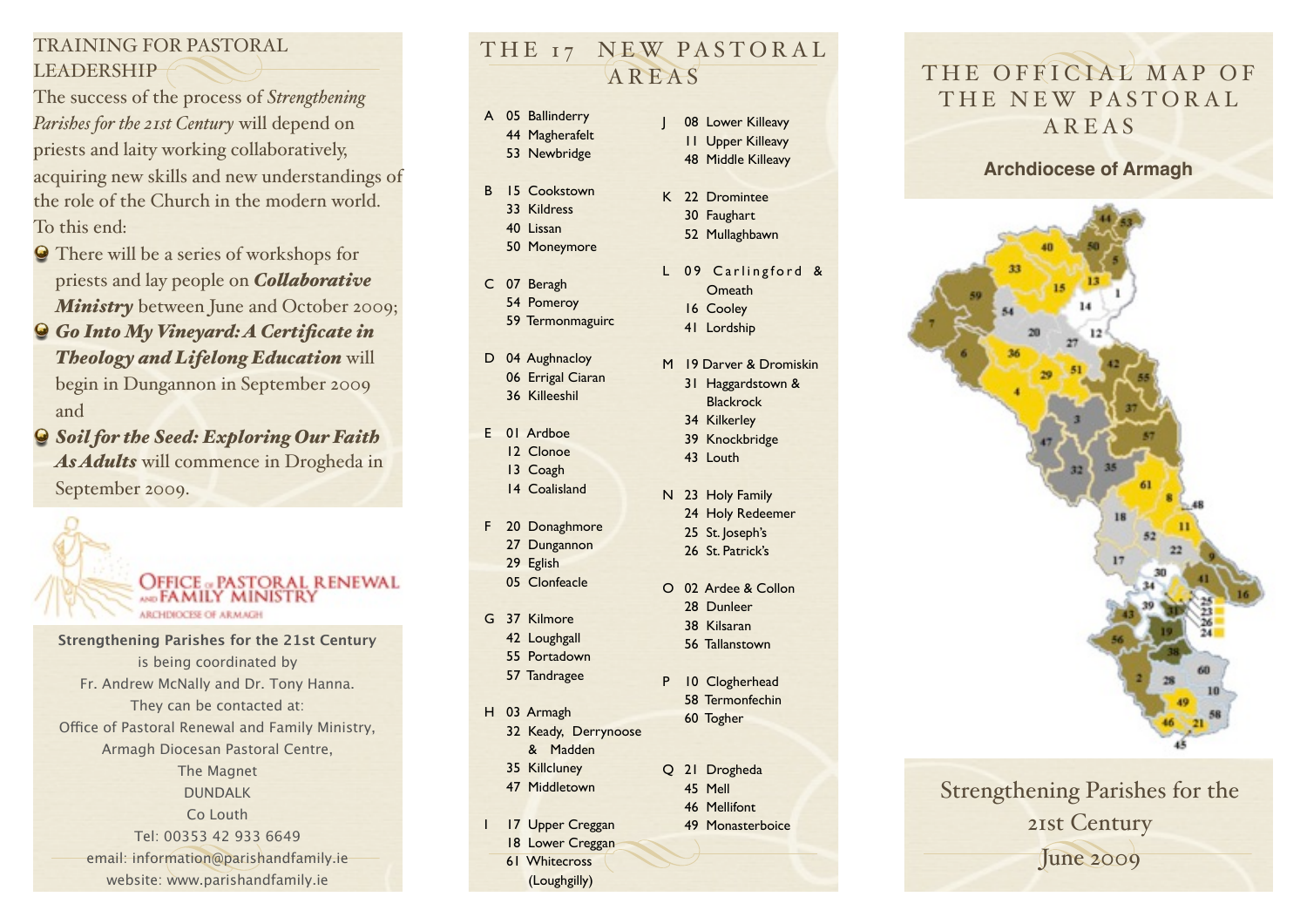## TRAINING FOR PASTORAL LEADERSHIP

The success of the process of *Strengthening Parishes for the 21st Century* will depend on priests and laity working collaboratively, acquiring new skills and new understandings of the role of the Church in the modern world. To this end:

- There will be a series of workshops for priests and lay people on ***Collaborative Ministry*** between June and October 2009;
- ***Go Into My Vineyard: A Certificate in Theology and Lifelong Education*** will begin in Dungannon in September 2009 and
- ***Soil for the Seed: Exploring Our Faith As Adults*** will commence in Drogheda in September 2009.

OFFICE OF PASTORAL RENEWAL AND FAMILY MINISTRY
ARCHDIOCESE OF ARMAGH

**Strengthening Parishes for the 21st Century** is being coordinated by Fr. Andrew McNally and Dr. Tony Hanna. They can be contacted at:
Office of Pastoral Renewal and Family Ministry,
Armagh Diocesan Pastoral Centre,
The Magnet
DUNDALK
Co Louth
Tel: 00353 42 933 6649
email: information@parishandfamily.ie
website: www.parishandfamily.ie

## THE 17 NEW PASTORAL AREAS

**A**
- 05 Ballinderry
- 44 Magherafelt
- 53 Newbridge

**B**
- 15 Cookstown
- 33 Kildress
- 40 Lissan
- 50 Moneymore

**C**
- 07 Beragh
- 54 Pomeroy
- 59 Termonmaguirc

**D**
- 04 Aughnacloy
- 06 Errigal Ciaran
- 36 Killeeshil

**E**
- 01 Ardboe
- 12 Clonoe
- 13 Coagh
- 14 Coalisland

**F**
- 20 Donaghmore
- 27 Dungannon
- 29 Eglish
- 05 Clonfeacle

**G**
- 37 Kilmore
- 42 Loughgall
- 55 Portadown
- 57 Tandragee

**H**
- 03 Armagh
- 32 Keady, Derrynoose & Madden
- 35 Killcluney
- 47 Middletown

**I**
- 17 Upper Creggan
- 18 Lower Creggan
- 61 Whitecross (Loughgilly)

**J**
- 08 Lower Killeavy
- 11 Upper Killeavy
- 48 Middle Killeavy

**K**
- 22 Dromintee
- 30 Faughart
- 52 Mullaghbawn

**L**
- 09 Carlingford & Omeath
- 16 Cooley
- 41 Lordship

**M**
- 19 Darver & Dromiskin
- 31 Haggardstown & Blackrock
- 34 Kilkerley
- 39 Knockbridge
- 43 Louth

**N**
- 23 Holy Family
- 24 Holy Redeemer
- 25 St. Joseph's
- 26 St. Patrick's

**O**
- 02 Ardee & Collon
- 28 Dunleer
- 38 Kilsaran
- 56 Tallanstown

**P**
- 10 Clogherhead
- 58 Termonfechin
- 60 Togher

**Q**
- 21 Drogheda
- 45 Mell
- 46 Mellifont
- 49 Monasterboice

# THE OFFICIAL MAP OF THE NEW PASTORAL AREAS

**Archdiocese of Armagh**

Strengthening Parishes for the 21st Century
June 2009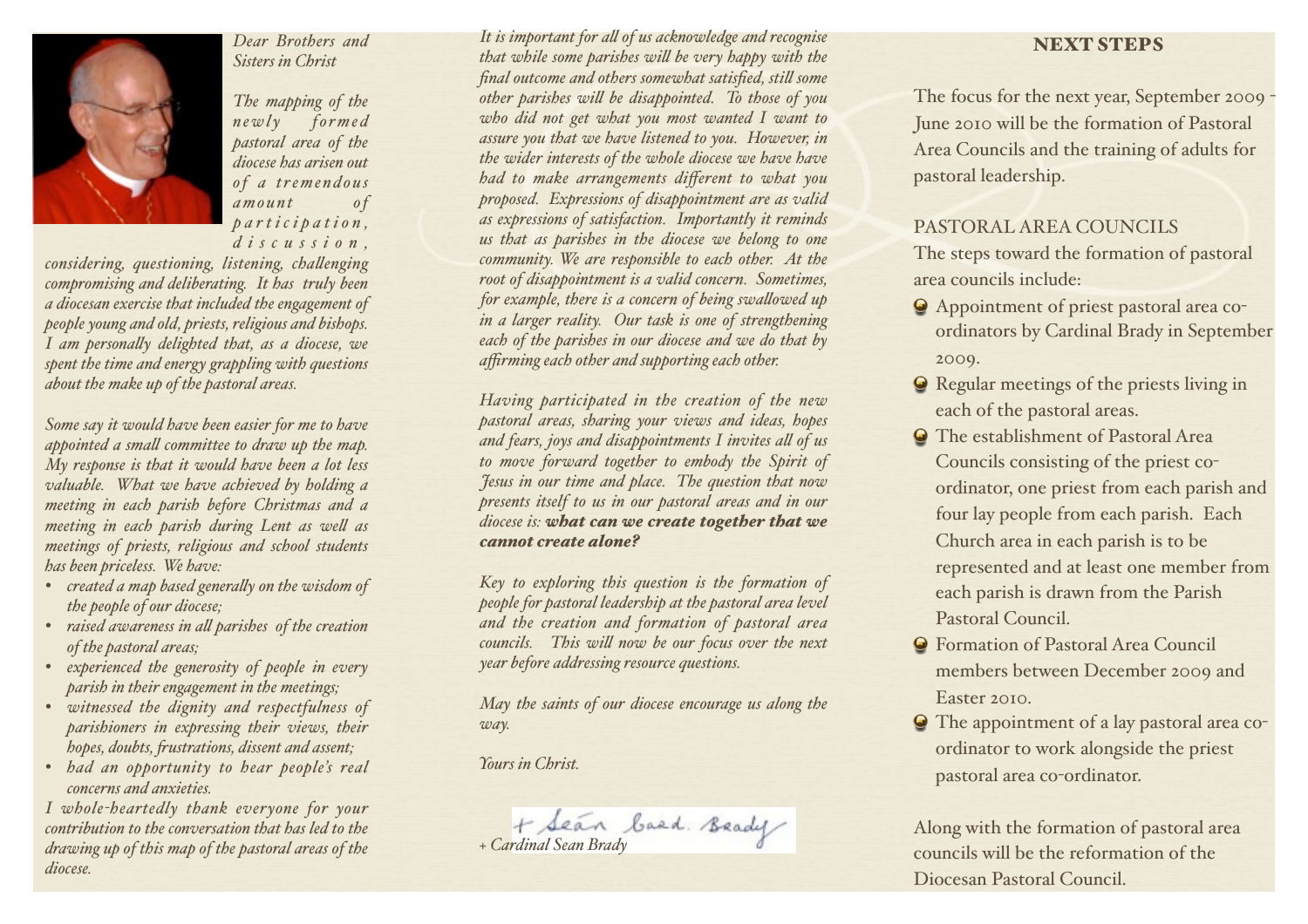*Dear Brothers and Sisters in Christ*

*The mapping of the newly formed pastoral area of the diocese has arisen out of a tremendous amount of participation, discussion, considering, questioning, listening, challenging compromising and deliberating. It has truly been a diocesan exercise that included the engagement of people young and old, priests, religious and bishops. I am personally delighted that, as a diocese, we spent the time and energy grappling with questions about the make up of the pastoral areas.*

*Some say it would have been easier for me to have appointed a small committee to draw up the map. My response is that it would have been a lot less valuable. What we have achieved by holding a meeting in each parish before Christmas and a meeting in each parish during Lent as well as meetings of priests, religious and school students has been priceless. We have:*

- *created a map based generally on the wisdom of the people of our diocese;*
- *raised awareness in all parishes of the creation of the pastoral areas;*
- *experienced the generosity of people in every parish in their engagement in the meetings;*
- *witnessed the dignity and respectfulness of parishioners in expressing their views, their hopes, doubts, frustrations, dissent and assent;*
- *had an opportunity to hear people's real concerns and anxieties.*

*I whole-heartedly thank everyone for your contribution to the conversation that has led to the drawing up of this map of the pastoral areas of the diocese.*

*It is important for all of us acknowledge and recognise that while some parishes will be very happy with the final outcome and others somewhat satisfied, still some other parishes will be disappointed. To those of you who did not get what you most wanted I want to assure you that we have listened to you. However, in the wider interests of the whole diocese we have have had to make arrangements different to what you proposed. Expressions of disappointment are as valid as expressions of satisfaction. Importantly it reminds us that as parishes in the diocese we belong to one community. We are responsible to each other. At the root of disappointment is a valid concern. Sometimes, for example, there is a concern of being swallowed up in a larger reality. Our task is one of strengthening each of the parishes in our diocese and we do that by affirming each other and supporting each other.*

*Having participated in the creation of the new pastoral areas, sharing your views and ideas, hopes and fears, joys and disappointments I invites all of us to move forward together to embody the Spirit of Jesus in our time and place. The question that now presents itself to us in our pastoral areas and in our diocese is:* ***what can we create together that we cannot create alone?***

*Key to exploring this question is the formation of people for pastoral leadership at the pastoral area level and the creation and formation of pastoral area councils. This will now be our focus over the next year before addressing resource questions.*

*May the saints of our diocese encourage us along the way.*

*Yours in Christ.*

+ Seán Card. Brady

*+ Cardinal Sean Brady*

## NEXT STEPS

The focus for the next year, September 2009 - June 2010 will be the formation of Pastoral Area Councils and the training of adults for pastoral leadership.

PASTORAL AREA COUNCILS

The steps toward the formation of pastoral area councils include:

- Appointment of priest pastoral area co-ordinators by Cardinal Brady in September 2009.
- Regular meetings of the priests living in each of the pastoral areas.
- The establishment of Pastoral Area Councils consisting of the priest co-ordinator, one priest from each parish and four lay people from each parish. Each Church area in each parish is to be represented and at least one member from each parish is drawn from the Parish Pastoral Council.
- Formation of Pastoral Area Council members between December 2009 and Easter 2010.
- The appointment of a lay pastoral area co-ordinator to work alongside the priest pastoral area co-ordinator.

Along with the formation of pastoral area councils will be the reformation of the Diocesan Pastoral Council.